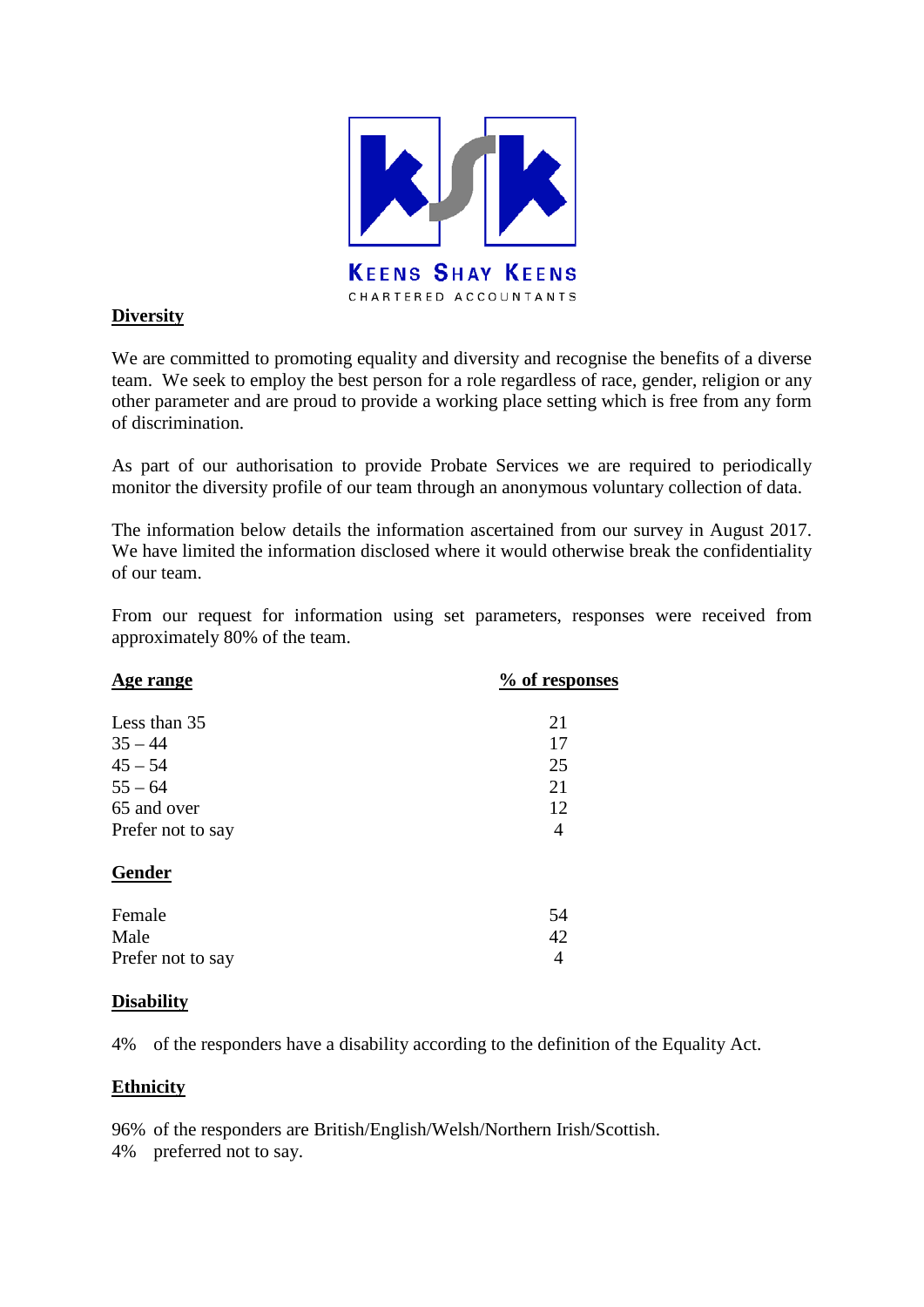KEENS SHAY KEENS
CHARTERED ACCOUNTANTS

## Diversity

We are committed to promoting equality and diversity and recognise the benefits of a diverse team. We seek to employ the best person for a role regardless of race, gender, religion or any other parameter and are proud to provide a working place setting which is free from any form of discrimination.

As part of our authorisation to provide Probate Services we are required to periodically monitor the diversity profile of our team through an anonymous voluntary collection of data.

The information below details the information ascertained from our survey in August 2017. We have limited the information disclosed where it would otherwise break the confidentiality of our team.

From our request for information using set parameters, responses were received from approximately 80% of the team.

| Age range | % of responses |
| --- | --- |
| Less than 35 | 21 |
| 35 – 44 | 17 |
| 45 – 54 | 25 |
| 55 – 64 | 21 |
| 65 and over | 12 |
| Prefer not to say | 4 |

| Gender | |
| --- | --- |
| Female | 54 |
| Male | 42 |
| Prefer not to say | 4 |

## Disability

4% of the responders have a disability according to the definition of the Equality Act.

## Ethnicity

96% of the responders are British/English/Welsh/Northern Irish/Scottish.
4% preferred not to say.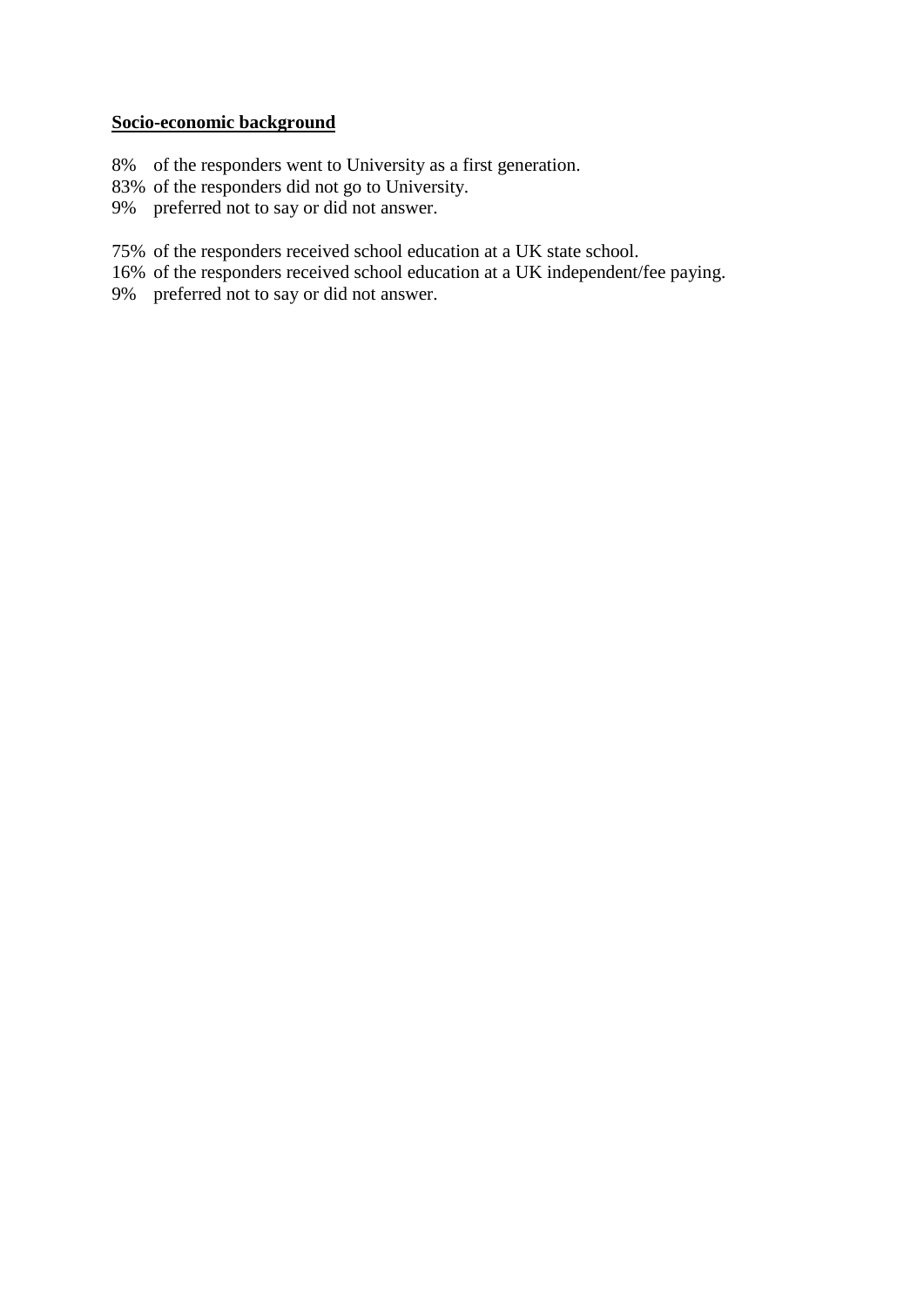**Socio-economic background**

8% of the responders went to University as a first generation.  
83% of the responders did not go to University.  
9% preferred not to say or did not answer.

75% of the responders received school education at a UK state school.  
16% of the responders received school education at a UK independent/fee paying.  
9% preferred not to say or did not answer.